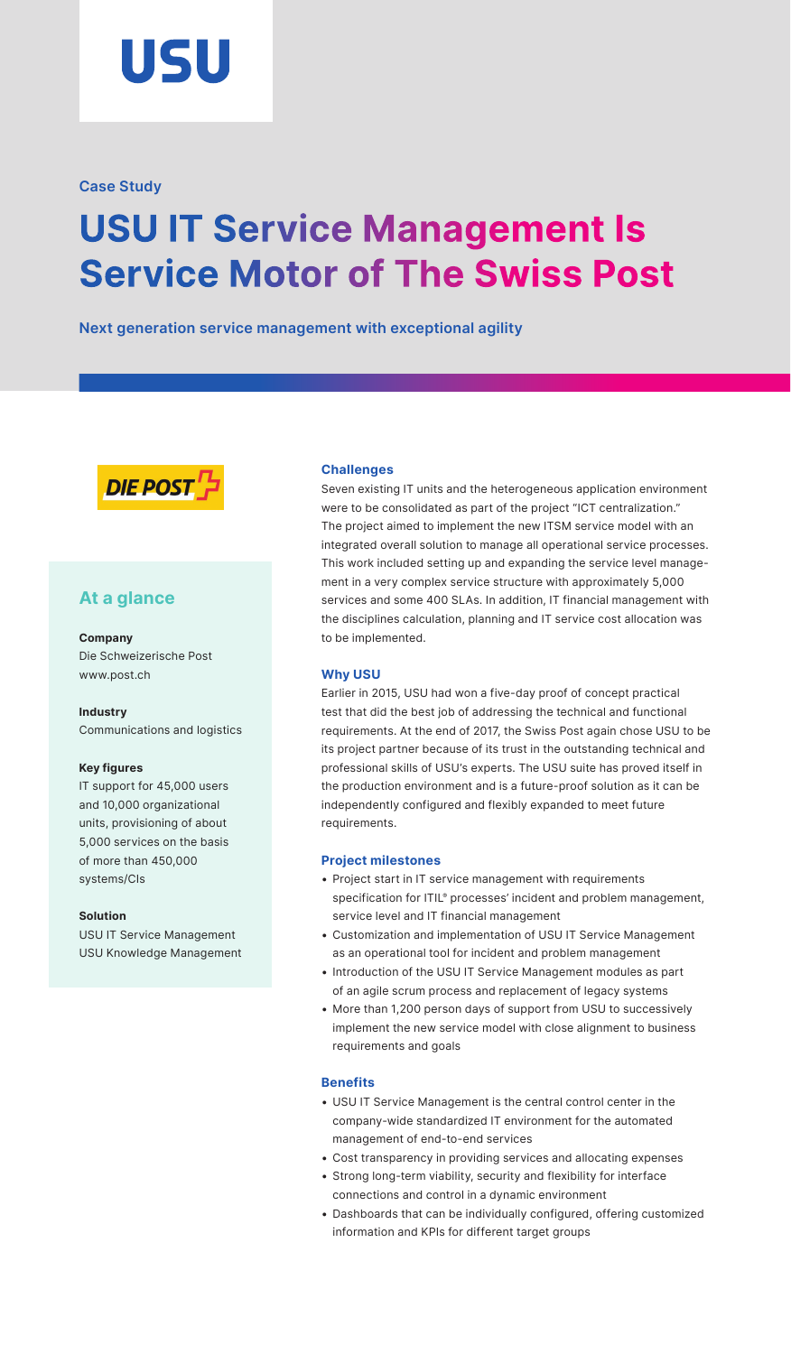USU

Case Study

# USU IT Service Management Is Service Motor of The Swiss Post

**Next generation service management with exceptional agility**

DIE POST

## At a glance

**Company**
Die Schweizerische Post
www.post.ch

**Industry**
Communications and logistics

**Key figures**
IT support for 45,000 users and 10,000 organizational units, provisioning of about 5,000 services on the basis of more than 450,000 systems/CIs

**Solution**
USU IT Service Management
USU Knowledge Management

### Challenges

Seven existing IT units and the heterogeneous application environment were to be consolidated as part of the project "ICT centralization." The project aimed to implement the new ITSM service model with an integrated overall solution to manage all operational service processes. This work included setting up and expanding the service level management in a very complex service structure with approximately 5,000 services and some 400 SLAs. In addition, IT financial management with the disciplines calculation, planning and IT service cost allocation was to be implemented.

### Why USU

Earlier in 2015, USU had won a five-day proof of concept practical test that did the best job of addressing the technical and functional requirements. At the end of 2017, the Swiss Post again chose USU to be its project partner because of its trust in the outstanding technical and professional skills of USU's experts. The USU suite has proved itself in the production environment and is a future-proof solution as it can be independently configured and flexibly expanded to meet future requirements.

### Project milestones

- Project start in IT service management with requirements specification for ITIL® processes' incident and problem management, service level and IT financial management
- Customization and implementation of USU IT Service Management as an operational tool for incident and problem management
- Introduction of the USU IT Service Management modules as part of an agile scrum process and replacement of legacy systems
- More than 1,200 person days of support from USU to successively implement the new service model with close alignment to business requirements and goals

### Benefits

- USU IT Service Management is the central control center in the company-wide standardized IT environment for the automated management of end-to-end services
- Cost transparency in providing services and allocating expenses
- Strong long-term viability, security and flexibility for interface connections and control in a dynamic environment
- Dashboards that can be individually configured, offering customized information and KPIs for different target groups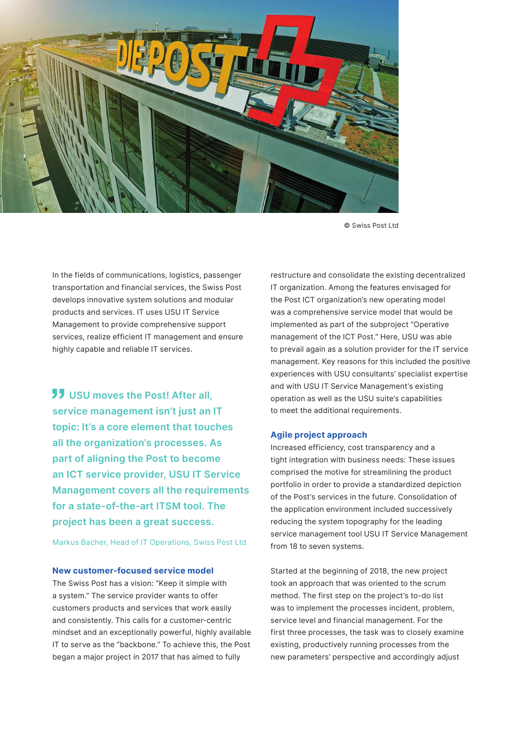© Swiss Post Ltd

In the fields of communications, logistics, passenger transportation and financial services, the Swiss Post develops innovative system solutions and modular products and services. IT uses USU IT Service Management to provide comprehensive support services, realize efficient IT management and ensure highly capable and reliable IT services.

> **USU moves the Post! After all, service management isn't just an IT topic: It's a core element that touches all the organization's processes. As part of aligning the Post to become an ICT service provider, USU IT Service Management covers all the requirements for a state-of-the-art ITSM tool. The project has been a great success.**
>
> Markus Bacher, Head of IT Operations, Swiss Post Ltd

### New customer-focused service model

The Swiss Post has a vision: "Keep it simple with a system." The service provider wants to offer customers products and services that work easily and consistently. This calls for a customer-centric mindset and an exceptionally powerful, highly available IT to serve as the "backbone." To achieve this, the Post began a major project in 2017 that has aimed to fully restructure and consolidate the existing decentralized IT organization. Among the features envisaged for the Post ICT organization's new operating model was a comprehensive service model that would be implemented as part of the subproject "Operative management of the ICT Post." Here, USU was able to prevail again as a solution provider for the IT service management. Key reasons for this included the positive experiences with USU consultants' specialist expertise and with USU IT Service Management's existing operation as well as the USU suite's capabilities to meet the additional requirements.

### Agile project approach

Increased efficiency, cost transparency and a tight integration with business needs: These issues comprised the motive for streamlining the product portfolio in order to provide a standardized depiction of the Post's services in the future. Consolidation of the application environment included successively reducing the system topography for the leading service management tool USU IT Service Management from 18 to seven systems.

Started at the beginning of 2018, the new project took an approach that was oriented to the scrum method. The first step on the project's to-do list was to implement the processes incident, problem, service level and financial management. For the first three processes, the task was to closely examine existing, productively running processes from the new parameters' perspective and accordingly adjust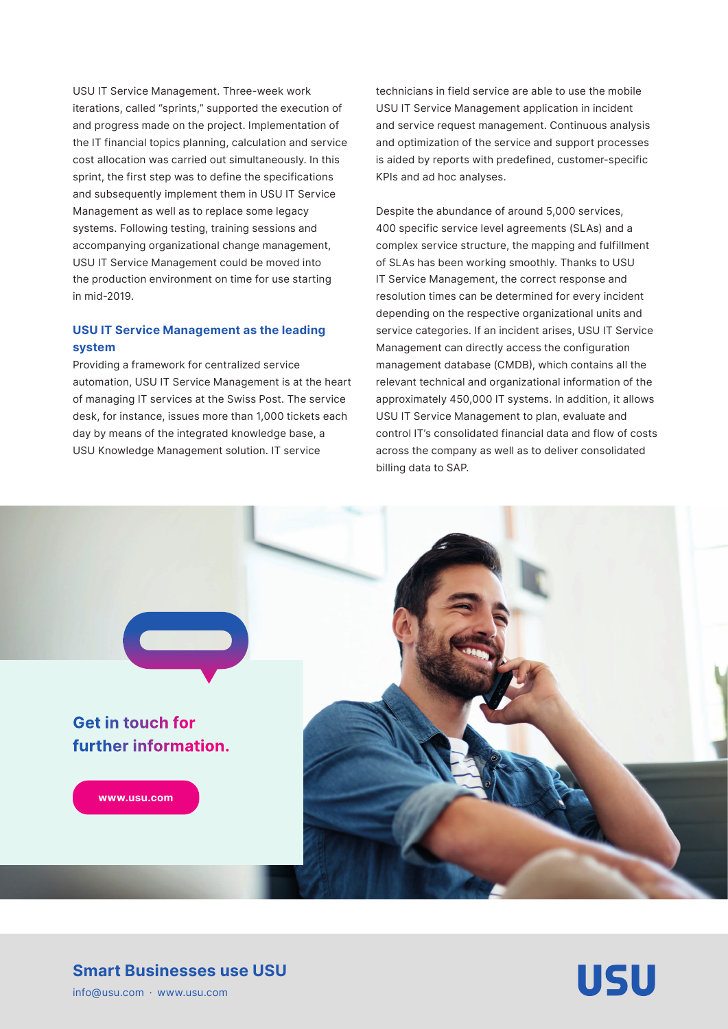USU IT Service Management. Three-week work iterations, called "sprints," supported the execution of and progress made on the project. Implementation of the IT financial topics planning, calculation and service cost allocation was carried out simultaneously. In this sprint, the first step was to define the specifications and subsequently implement them in USU IT Service Management as well as to replace some legacy systems. Following testing, training sessions and accompanying organizational change management, USU IT Service Management could be moved into the production environment on time for use starting in mid-2019.

### USU IT Service Management as the leading system

Providing a framework for centralized service automation, USU IT Service Management is at the heart of managing IT services at the Swiss Post. The service desk, for instance, issues more than 1,000 tickets each day by means of the integrated knowledge base, a USU Knowledge Management solution. IT service technicians in field service are able to use the mobile USU IT Service Management application in incident and service request management. Continuous analysis and optimization of the service and support processes is aided by reports with predefined, customer-specific KPIs and ad hoc analyses.

Despite the abundance of around 5,000 services, 400 specific service level agreements (SLAs) and a complex service structure, the mapping and fulfillment of SLAs has been working smoothly. Thanks to USU IT Service Management, the correct response and resolution times can be determined for every incident depending on the respective organizational units and service categories. If an incident arises, USU IT Service Management can directly access the configuration management database (CMDB), which contains all the relevant technical and organizational information of the approximately 450,000 IT systems. In addition, it allows USU IT Service Management to plan, evaluate and control IT's consolidated financial data and flow of costs across the company as well as to deliver consolidated billing data to SAP.

**Get in touch for further information.**

www.usu.com

**Smart Businesses use USU**

info@usu.com · www.usu.com

USU